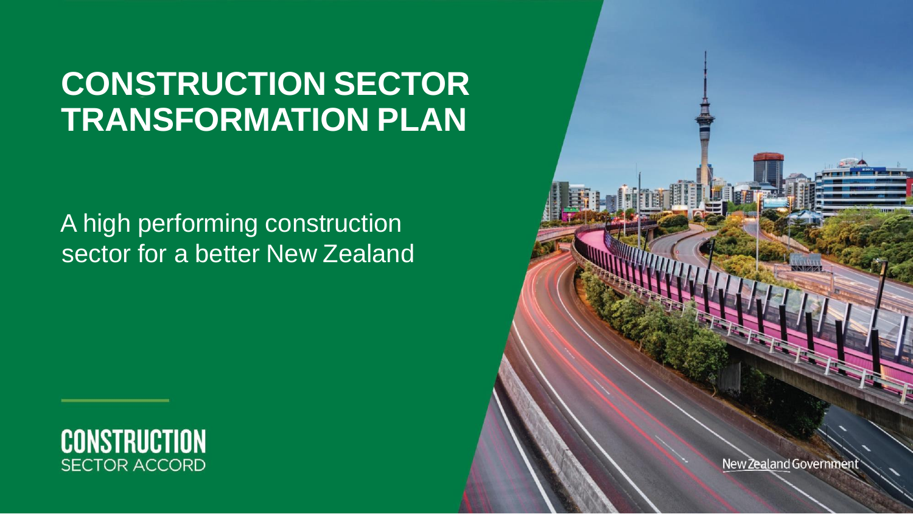# CONSTRUCTION SECTOR TRANSFORMATION PLAN

A high performing construction sector for a better New Zealand

**CONSTRUCTION**
SECTOR ACCORD

New Zealand Government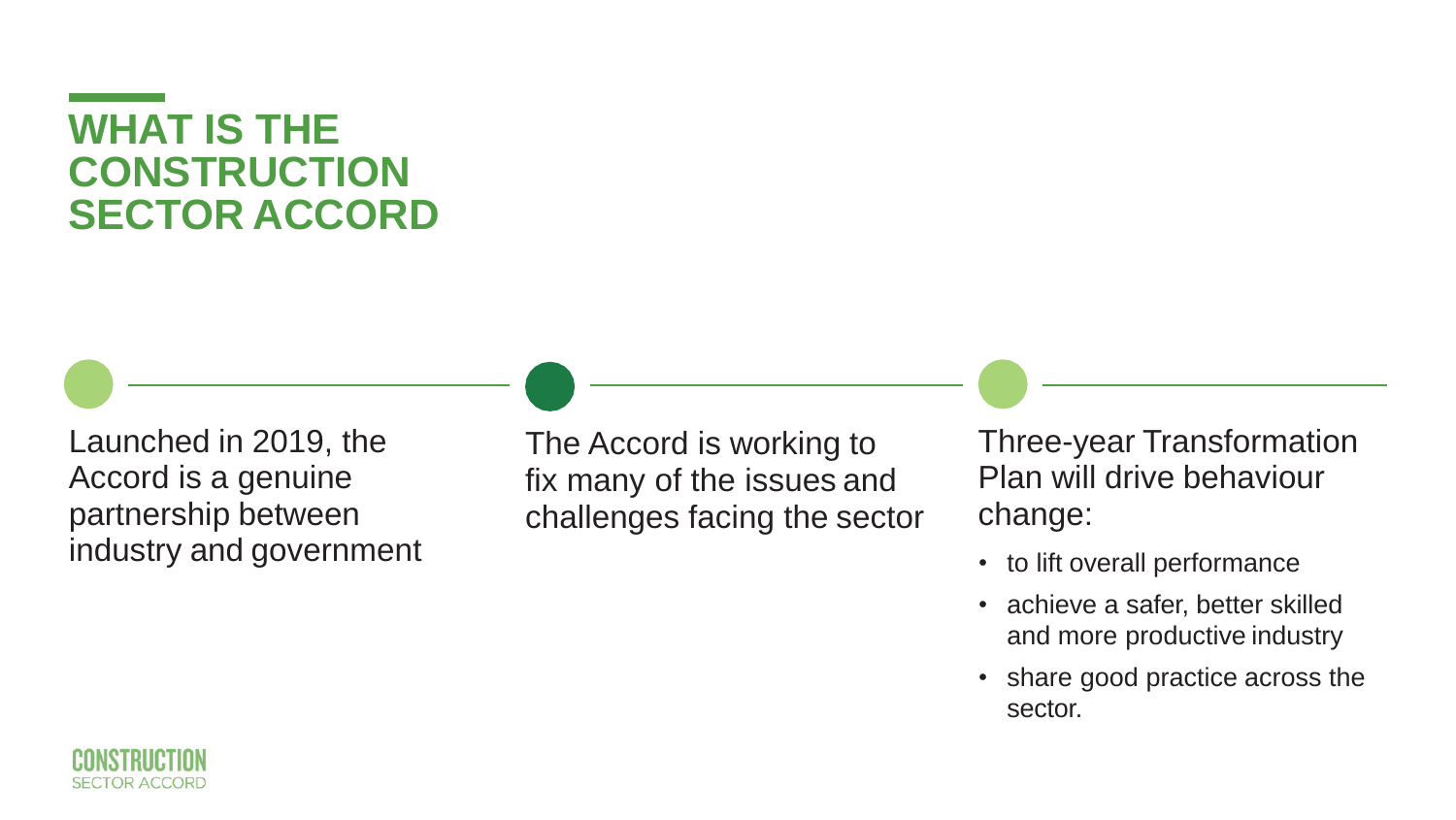# WHAT IS THE CONSTRUCTION SECTOR ACCORD

Launched in 2019, the Accord is a genuine partnership between industry and government

The Accord is working to fix many of the issues and challenges facing the sector

Three-year Transformation Plan will drive behaviour change:

- to lift overall performance
- achieve a safer, better skilled and more productive industry
- share good practice across the sector.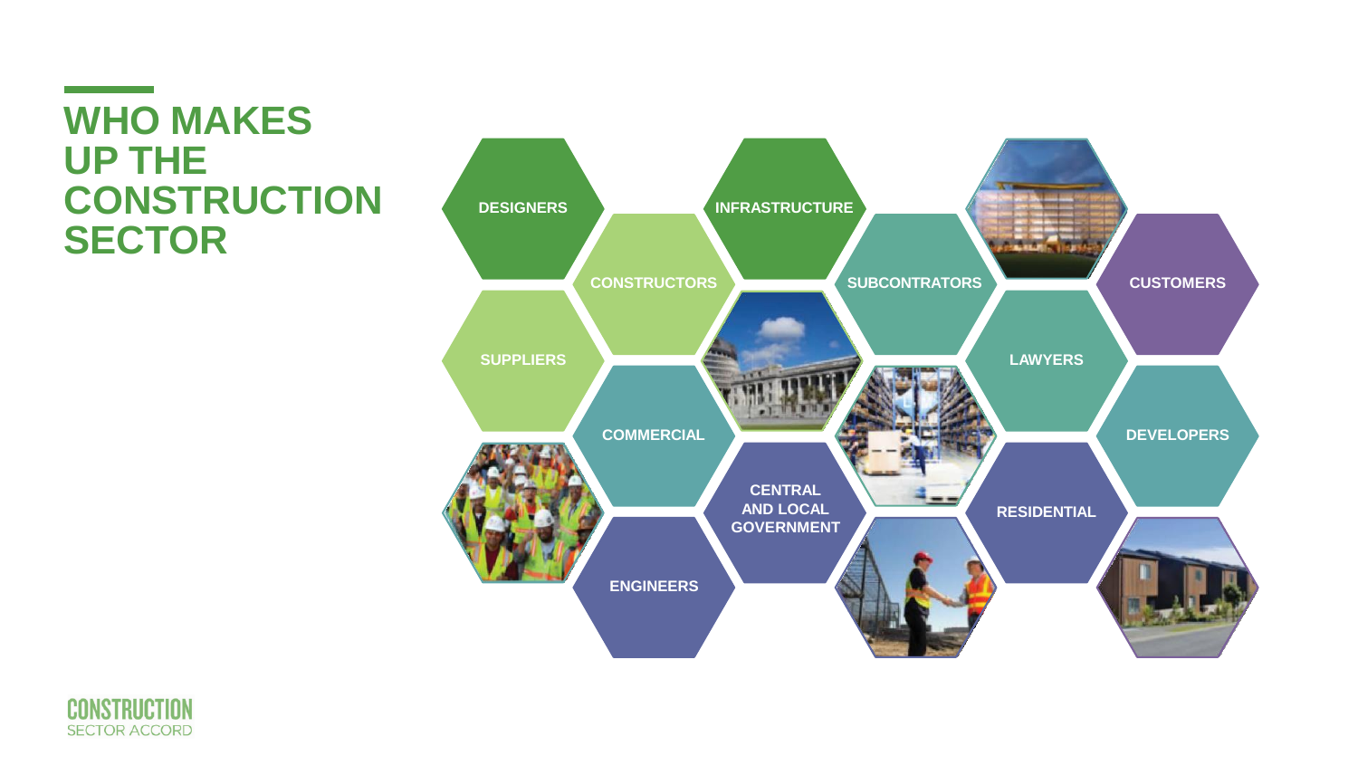# WHO MAKES UP THE CONSTRUCTION SECTOR

- DESIGNERS
- INFRASTRUCTURE
- CONSTRUCTORS
- SUBCONTRATORS
- CUSTOMERS
- SUPPLIERS
- LAWYERS
- COMMERCIAL
- DEVELOPERS
- CENTRAL AND LOCAL GOVERNMENT
- RESIDENTIAL
- ENGINEERS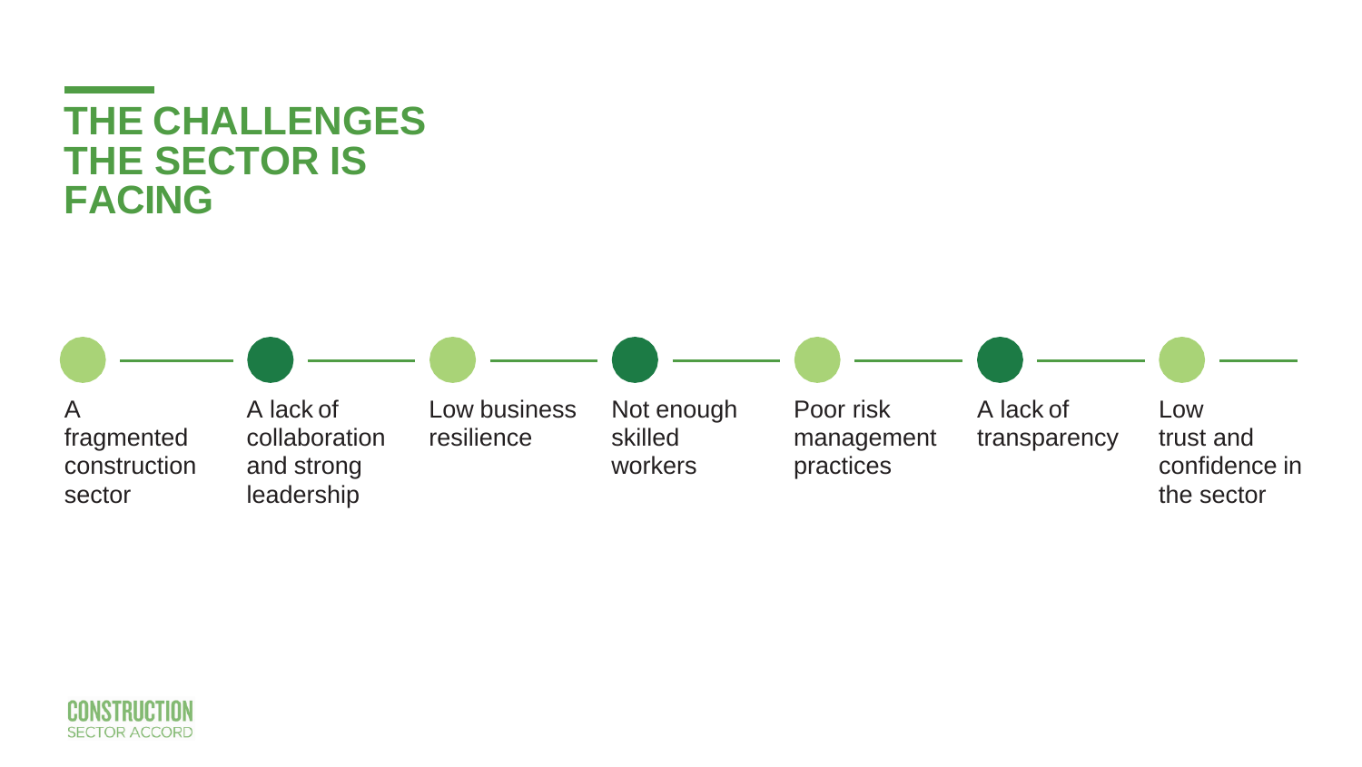# THE CHALLENGES THE SECTOR IS FACING

- A fragmented construction sector
- A lack of collaboration and strong leadership
- Low business resilience
- Not enough skilled workers
- Poor risk management practices
- A lack of transparency
- Low trust and confidence in the sector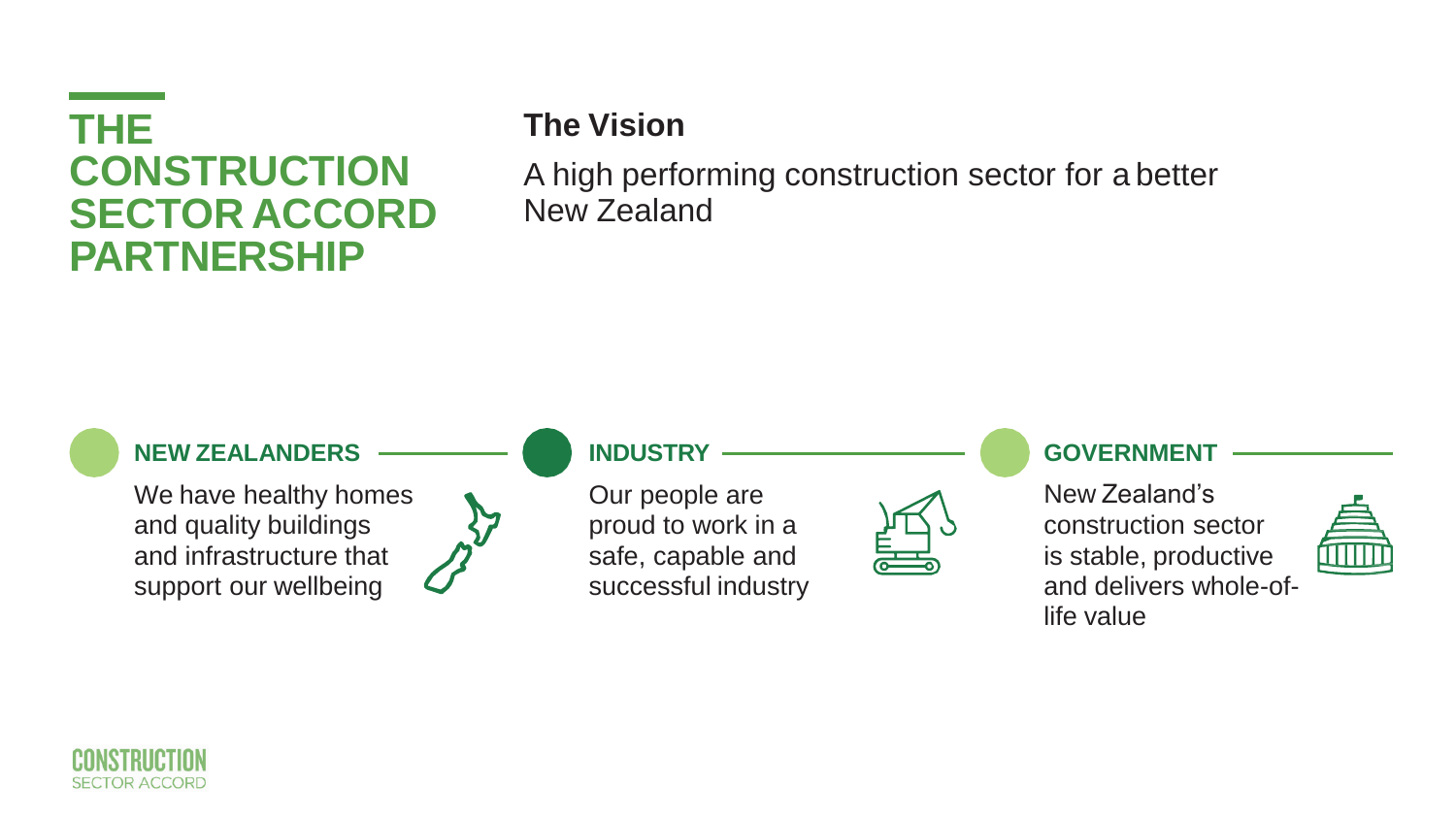# THE CONSTRUCTION SECTOR ACCORD PARTNERSHIP

## The Vision

A high performing construction sector for a better New Zealand

### NEW ZEALANDERS

We have healthy homes and quality buildings and infrastructure that support our wellbeing

### INDUSTRY

Our people are proud to work in a safe, capable and successful industry

### GOVERNMENT

New Zealand's construction sector is stable, productive and delivers whole-of-life value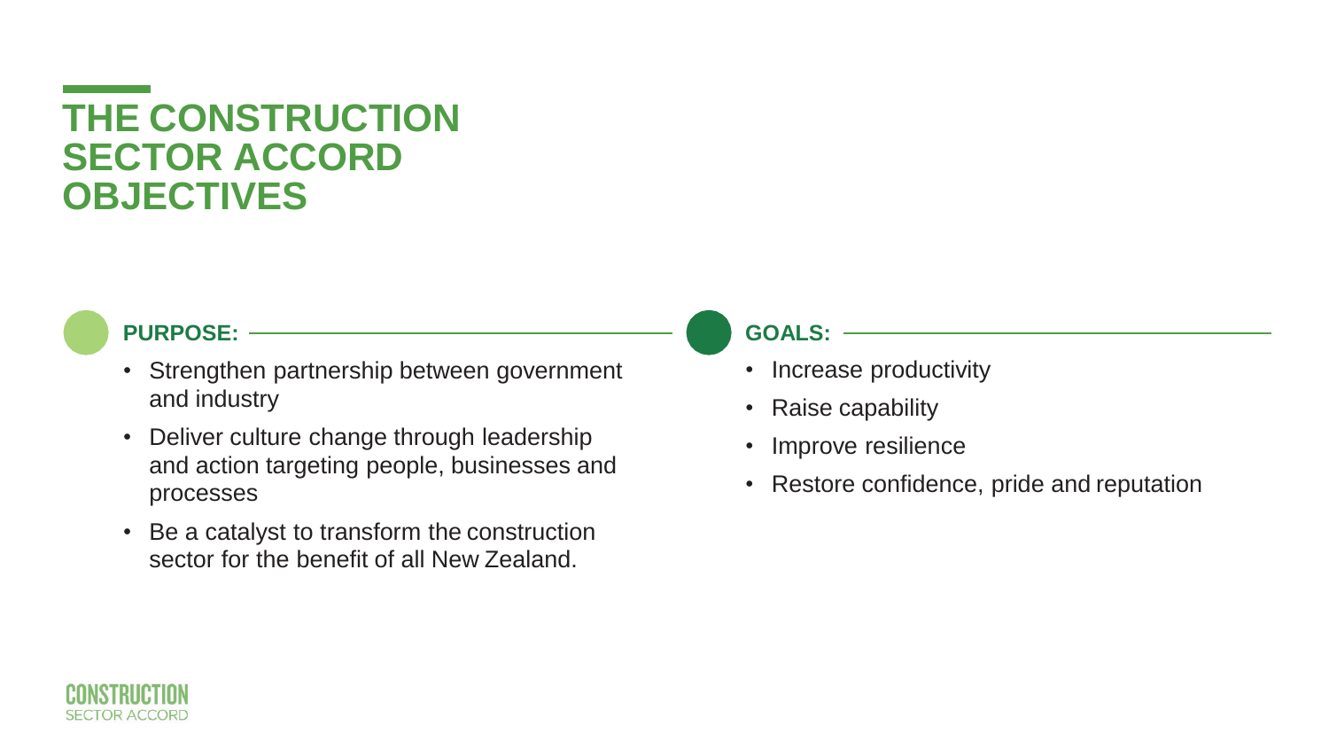# THE CONSTRUCTION SECTOR ACCORD OBJECTIVES

**PURPOSE:**

- Strengthen partnership between government and industry
- Deliver culture change through leadership and action targeting people, businesses and processes
- Be a catalyst to transform the construction sector for the benefit of all New Zealand.

**GOALS:**

- Increase productivity
- Raise capability
- Improve resilience
- Restore confidence, pride and reputation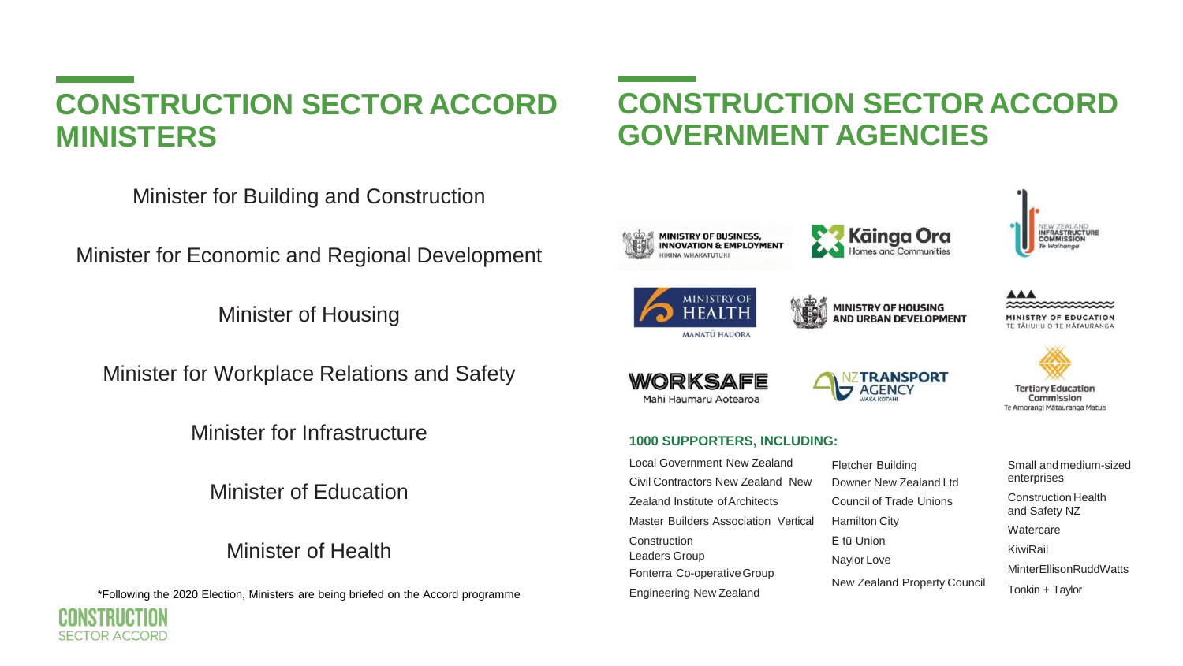## CONSTRUCTION SECTOR ACCORD MINISTERS

Minister for Building and Construction

Minister for Economic and Regional Development

Minister of Housing

Minister for Workplace Relations and Safety

Minister for Infrastructure

Minister of Education

Minister of Health

*Following the 2020 Election, Ministers are being briefed on the Accord programme

## CONSTRUCTION SECTOR ACCORD GOVERNMENT AGENCIES

Ministry of Business, Innovation & Employment – Hikina Whakatutuki

Kāinga Ora – Homes and Communities

New Zealand Infrastructure Commission – Te Waihanga

Ministry of Health – Manatū Hauora

Ministry of Housing and Urban Development

Ministry of Education – Te Tāhuhu o te Mātauranga

WorkSafe – Mahi Haumaru Aotearoa

NZ Transport Agency – Waka Kotahi

Tertiary Education Commission – Te Amorangi Mātauranga Matua

**1000 SUPPORTERS, INCLUDING:**

- Local Government New Zealand
- Civil Contractors New Zealand
- New Zealand Institute of Architects
- Master Builders Association
- Vertical Construction Leaders Group
- Fonterra Co-operative Group
- Engineering New Zealand
- Fletcher Building
- Downer New Zealand Ltd
- Council of Trade Unions
- Hamilton City
- E tū Union
- Naylor Love
- New Zealand Property Council
- Small and medium-sized enterprises
- Construction Health and Safety NZ
- Watercare
- KiwiRail
- MinterEllisonRuddWatts
- Tonkin + Taylor

CONSTRUCTION SECTOR ACCORD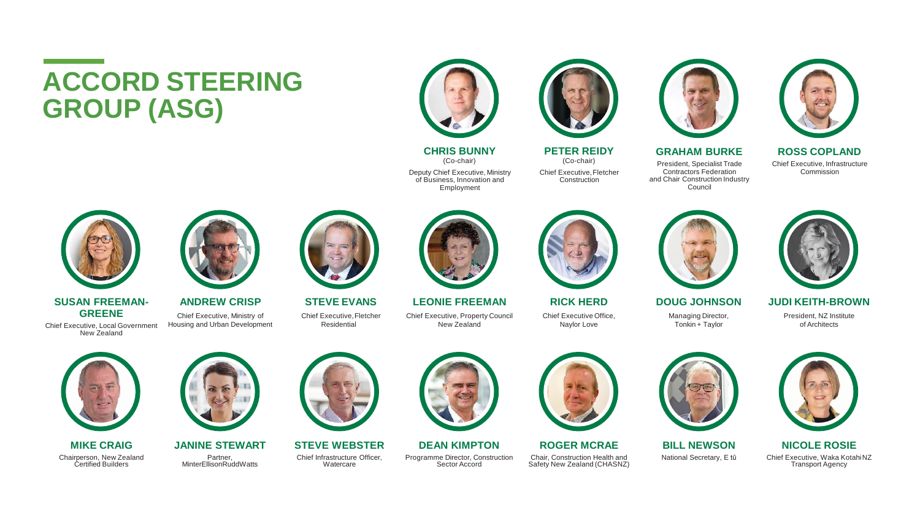# ACCORD STEERING GROUP (ASG)

**CHRIS BUNNY**
(Co-chair)
Deputy Chief Executive, Ministry of Business, Innovation and Employment

**PETER REIDY**
(Co-chair)
Chief Executive, Fletcher Construction

**GRAHAM BURKE**
President, Specialist Trade Contractors Federation and Chair Construction Industry Council

**ROSS COPLAND**
Chief Executive, Infrastructure Commission

**SUSAN FREEMAN-GREENE**
Chief Executive, Local Government New Zealand

**ANDREW CRISP**
Chief Executive, Ministry of Housing and Urban Development

**STEVE EVANS**
Chief Executive, Fletcher Residential

**LEONIE FREEMAN**
Chief Executive, Property Council New Zealand

**RICK HERD**
Chief Executive Office, Naylor Love

**DOUG JOHNSON**
Managing Director, Tonkin + Taylor

**JUDI KEITH-BROWN**
President, NZ Institute of Architects

**MIKE CRAIG**
Chairperson, New Zealand Certified Builders

**JANINE STEWART**
Partner, MinterEllisonRuddWatts

**STEVE WEBSTER**
Chief Infrastructure Officer, Watercare

**DEAN KIMPTON**
Programme Director, Construction Sector Accord

**ROGER MCRAE**
Chair, Construction Health and Safety New Zealand (CHASNZ)

**BILL NEWSON**
National Secretary, E tū

**NICOLE ROSIE**
Chief Executive, Waka Kotahi NZ Transport Agency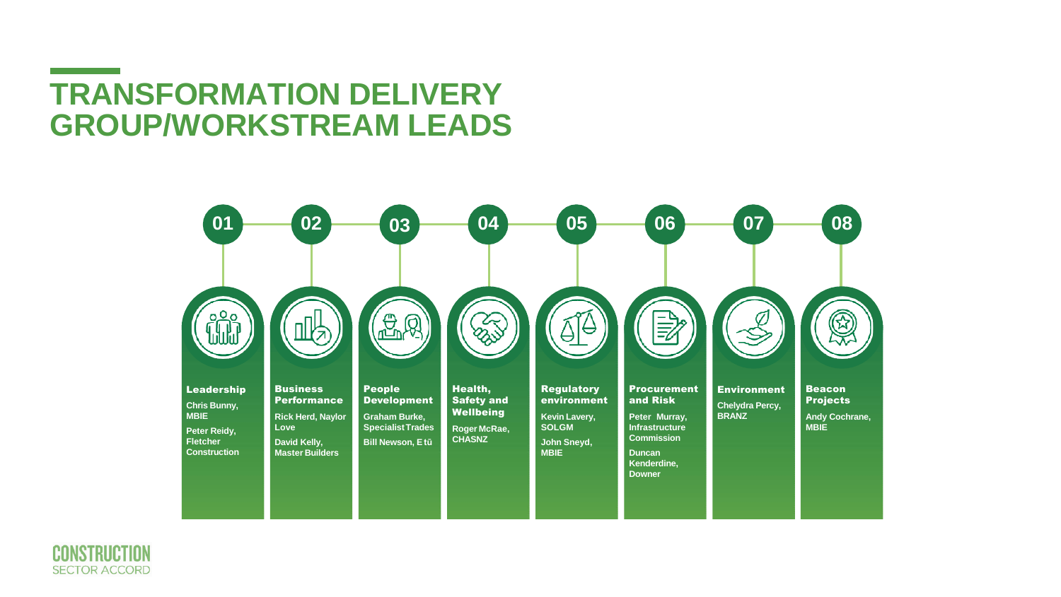# TRANSFORMATION DELIVERY GROUP/WORKSTREAM LEADS

**01 Leadership**

- Chris Bunny, MBIE
- Peter Reidy, Fletcher Construction

**02 Business Performance**

- Rick Herd, Naylor Love
- David Kelly, Master Builders

**03 People Development**

- Graham Burke, Specialist Trades
- Bill Newson, E tū

**04 Health, Safety and Wellbeing**

- Roger McRae, CHASNZ

**05 Regulatory environment**

- Kevin Lavery, SOLGM
- John Sneyd, MBIE

**06 Procurement and Risk**

- Peter Murray, Infrastructure Commission
- Duncan Kenderdine, Downer

**07 Environment**

- Chelydra Percy, BRANZ

**08 Beacon Projects**

- Andy Cochrane, MBIE

CONSTRUCTION SECTOR ACCORD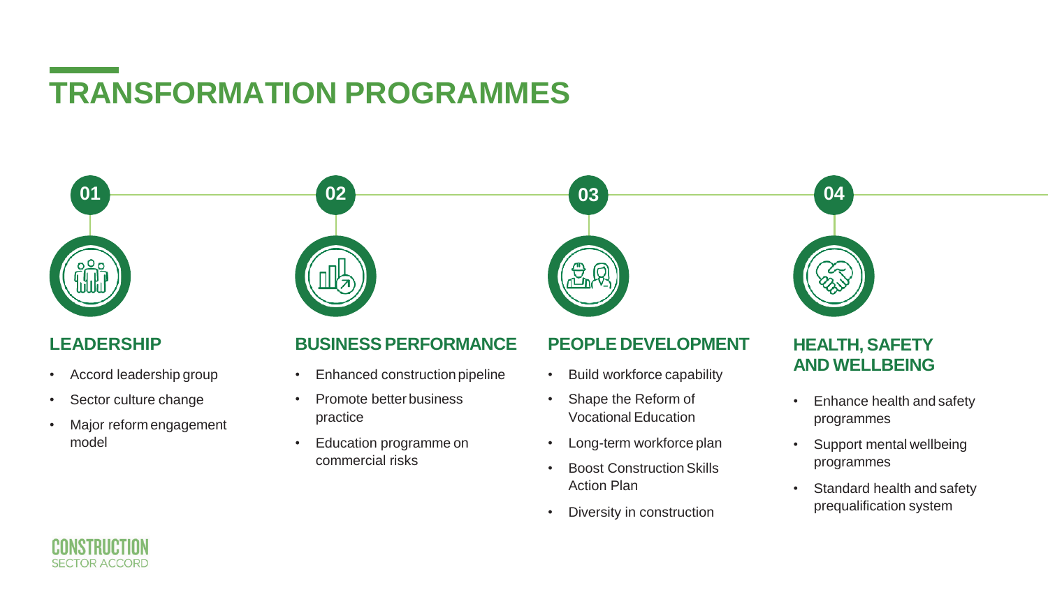# TRANSFORMATION PROGRAMMES

## 01 LEADERSHIP

- Accord leadership group
- Sector culture change
- Major reform engagement model

## 02 BUSINESS PERFORMANCE

- Enhanced construction pipeline
- Promote better business practice
- Education programme on commercial risks

## 03 PEOPLE DEVELOPMENT

- Build workforce capability
- Shape the Reform of Vocational Education
- Long-term workforce plan
- Boost Construction Skills Action Plan
- Diversity in construction

## 04 HEALTH, SAFETY AND WELLBEING

- Enhance health and safety programmes
- Support mental wellbeing programmes
- Standard health and safety prequalification system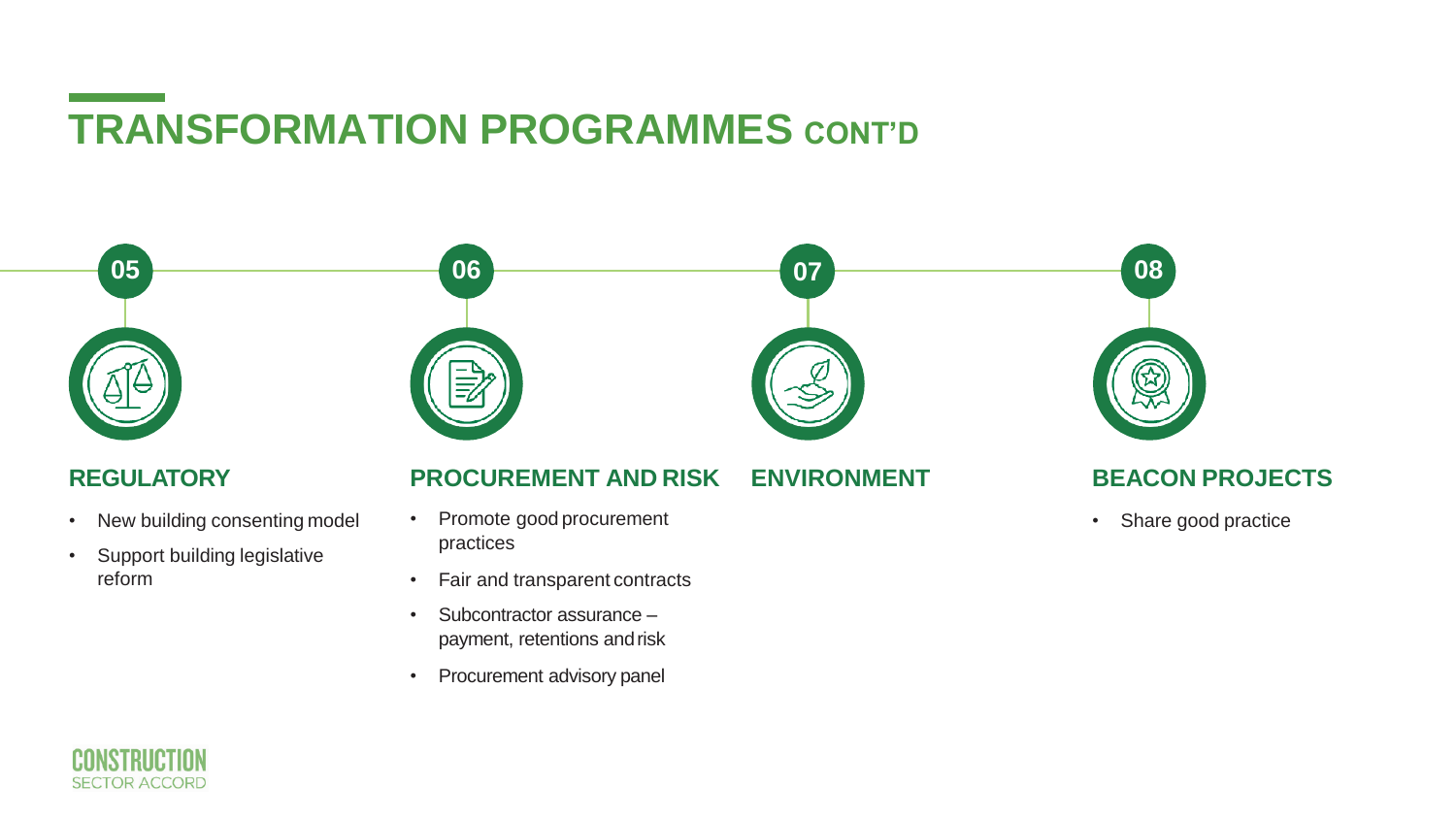# TRANSFORMATION PROGRAMMES CONT'D

## 05 REGULATORY

- New building consenting model
- Support building legislative reform

## 06 PROCUREMENT AND RISK

- Promote good procurement practices
- Fair and transparent contracts
- Subcontractor assurance – payment, retentions and risk
- Procurement advisory panel

## 07 ENVIRONMENT

## 08 BEACON PROJECTS

- Share good practice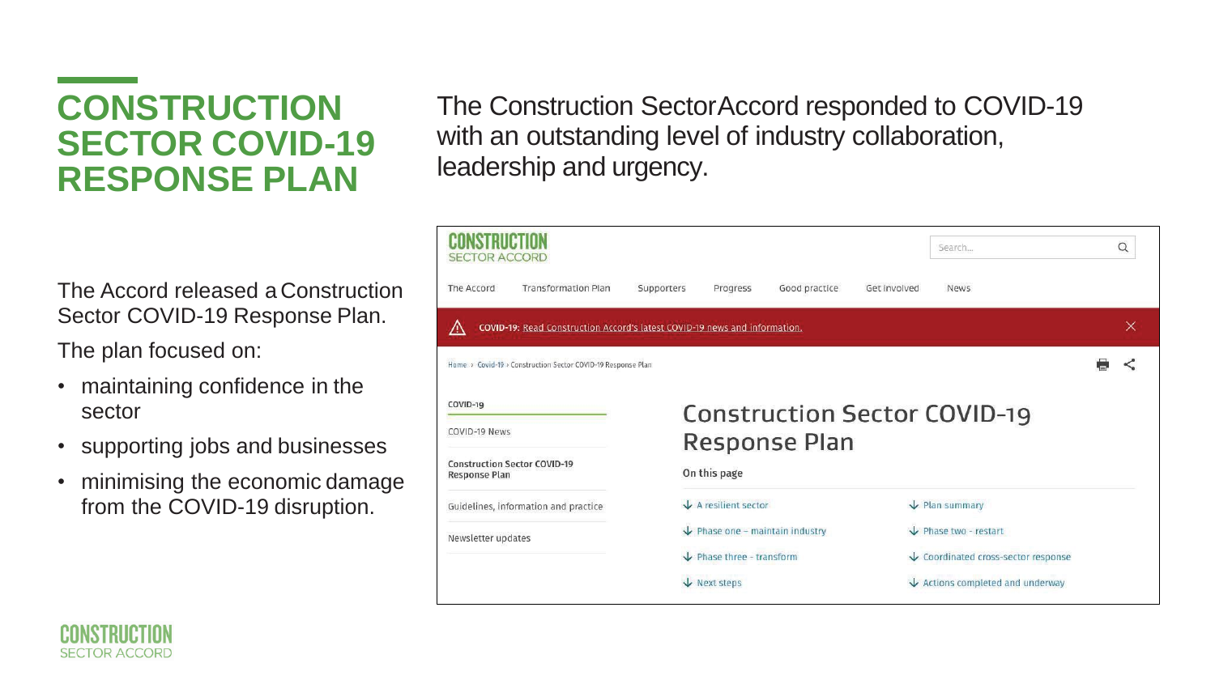# CONSTRUCTION SECTOR COVID-19 RESPONSE PLAN

The Construction Sector Accord responded to COVID-19 with an outstanding level of industry collaboration, leadership and urgency.

The Accord released a Construction Sector COVID-19 Response Plan.

The plan focused on:

- maintaining confidence in the sector
- supporting jobs and businesses
- minimising the economic damage from the COVID-19 disruption.

CONSTRUCTION SECTOR ACCORD

Search...

The Accord | Transformation Plan | Supporters | Progress | Good practice | Get involved | News

**COVID-19:** Read Construction Accord's latest COVID-19 news and information.

Home › Covid-19 › Construction Sector COVID-19 Response Plan

COVID-19

- COVID-19 News
- Construction Sector COVID-19 Response Plan
- Guidelines, information and practice
- Newsletter updates

## Construction Sector COVID-19 Response Plan

On this page

- A resilient sector
- Plan summary
- Phase one – maintain industry
- Phase two - restart
- Phase three - transform
- Coordinated cross-sector response
- Next steps
- Actions completed and underway

CONSTRUCTION SECTOR ACCORD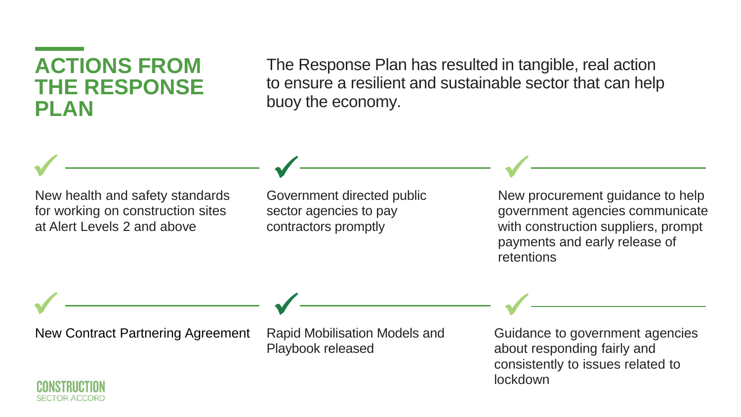# ACTIONS FROM THE RESPONSE PLAN

The Response Plan has resulted in tangible, real action to ensure a resilient and sustainable sector that can help buoy the economy.

- ✓ New health and safety standards for working on construction sites at Alert Levels 2 and above
- ✓ Government directed public sector agencies to pay contractors promptly
- ✓ New procurement guidance to help government agencies communicate with construction suppliers, prompt payments and early release of retentions
- ✓ New Contract Partnering Agreement
- ✓ Rapid Mobilisation Models and Playbook released
- ✓ Guidance to government agencies about responding fairly and consistently to issues related to lockdown

CONSTRUCTION SECTOR ACCORD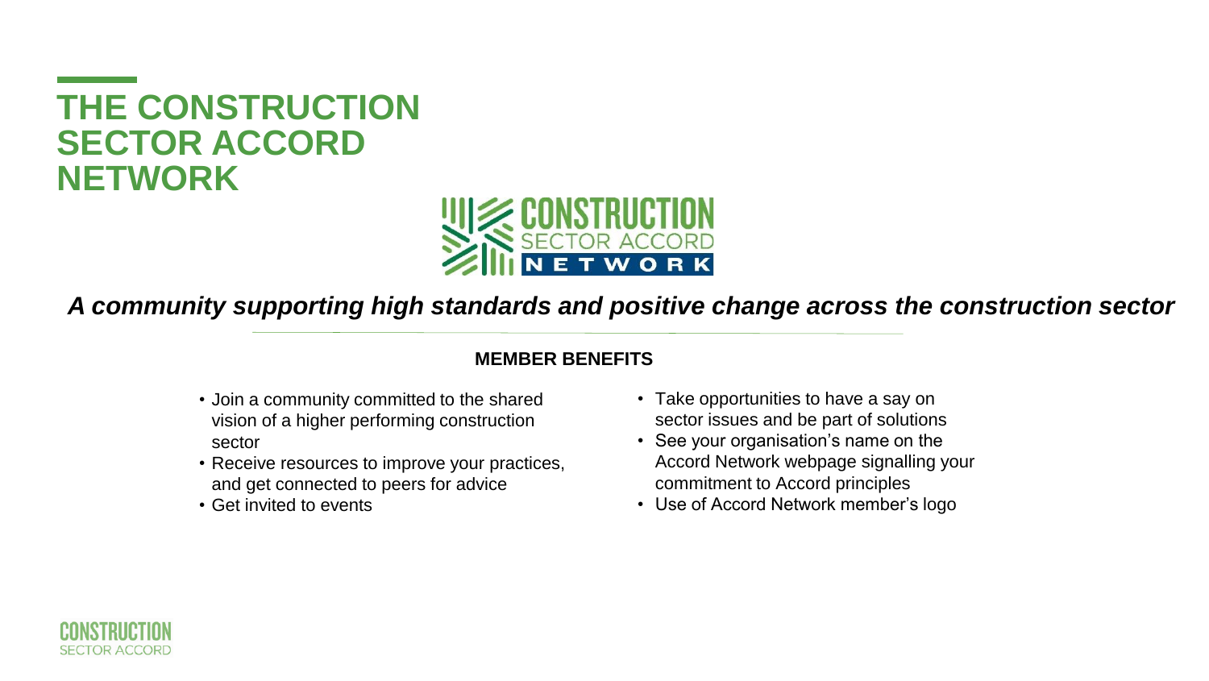# THE CONSTRUCTION SECTOR ACCORD NETWORK

*A community supporting high standards and positive change across the construction sector*

**MEMBER BENEFITS**

- Join a community committed to the shared vision of a higher performing construction sector
- Receive resources to improve your practices, and get connected to peers for advice
- Get invited to events
- Take opportunities to have a say on sector issues and be part of solutions
- See your organisation's name on the Accord Network webpage signalling your commitment to Accord principles
- Use of Accord Network member's logo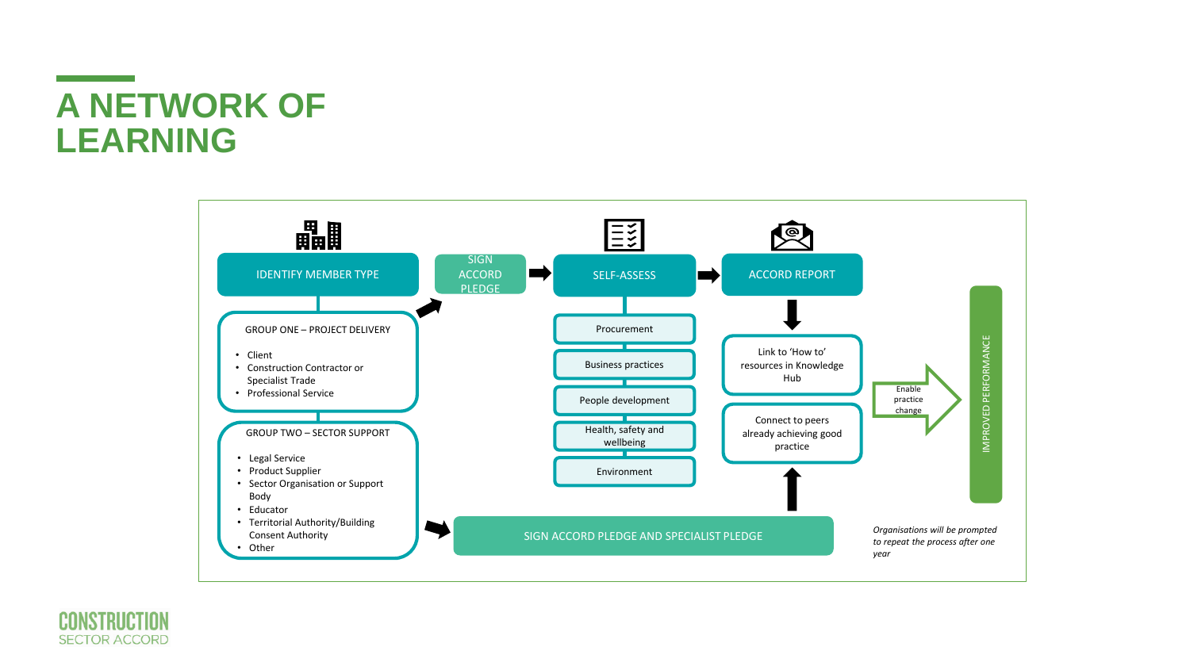# A NETWORK OF LEARNING

IDENTIFY MEMBER TYPE

GROUP ONE – PROJECT DELIVERY

- Client
- Construction Contractor or Specialist Trade
- Professional Service

GROUP TWO – SECTOR SUPPORT

- Legal Service
- Product Supplier
- Sector Organisation or Support Body
- Educator
- Territorial Authority/Building Consent Authority
- Other

SIGN ACCORD PLEDGE

SELF-ASSESS

- Procurement
- Business practices
- People development
- Health, safety and wellbeing
- Environment

ACCORD REPORT

- Link to 'How to' resources in Knowledge Hub
- Connect to peers already achieving good practice

Enable practice change

IMPROVED PERFORMANCE

SIGN ACCORD PLEDGE AND SPECIALIST PLEDGE

*Organisations will be prompted to repeat the process after one year*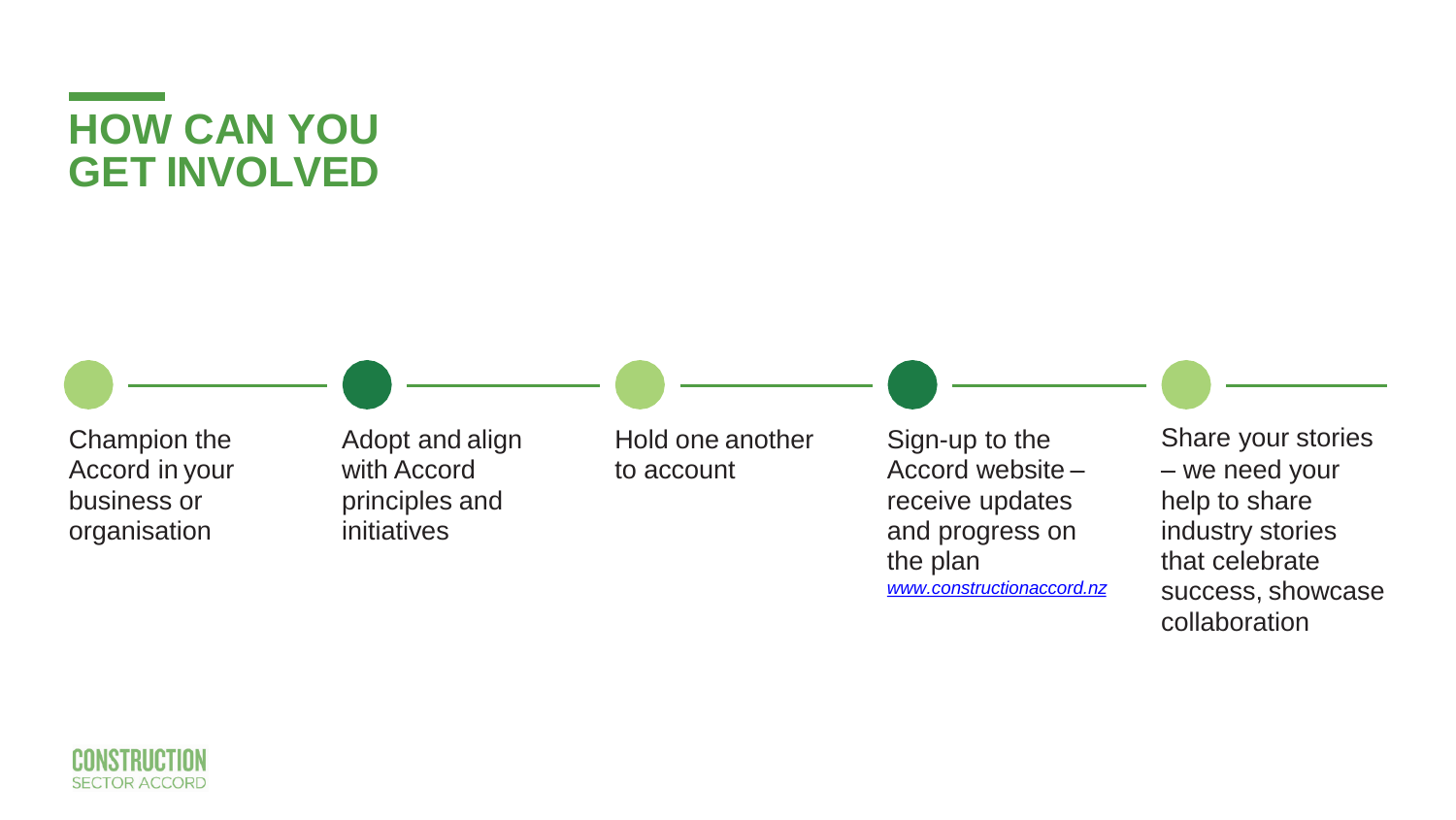# HOW CAN YOU GET INVOLVED

- Champion the Accord in your business or organisation
- Adopt and align with Accord principles and initiatives
- Hold one another to account
- Sign-up to the Accord website – receive updates and progress on the plan *www.constructionaccord.nz*
- Share your stories – we need your help to share industry stories that celebrate success, showcase collaboration

CONSTRUCTION SECTOR ACCORD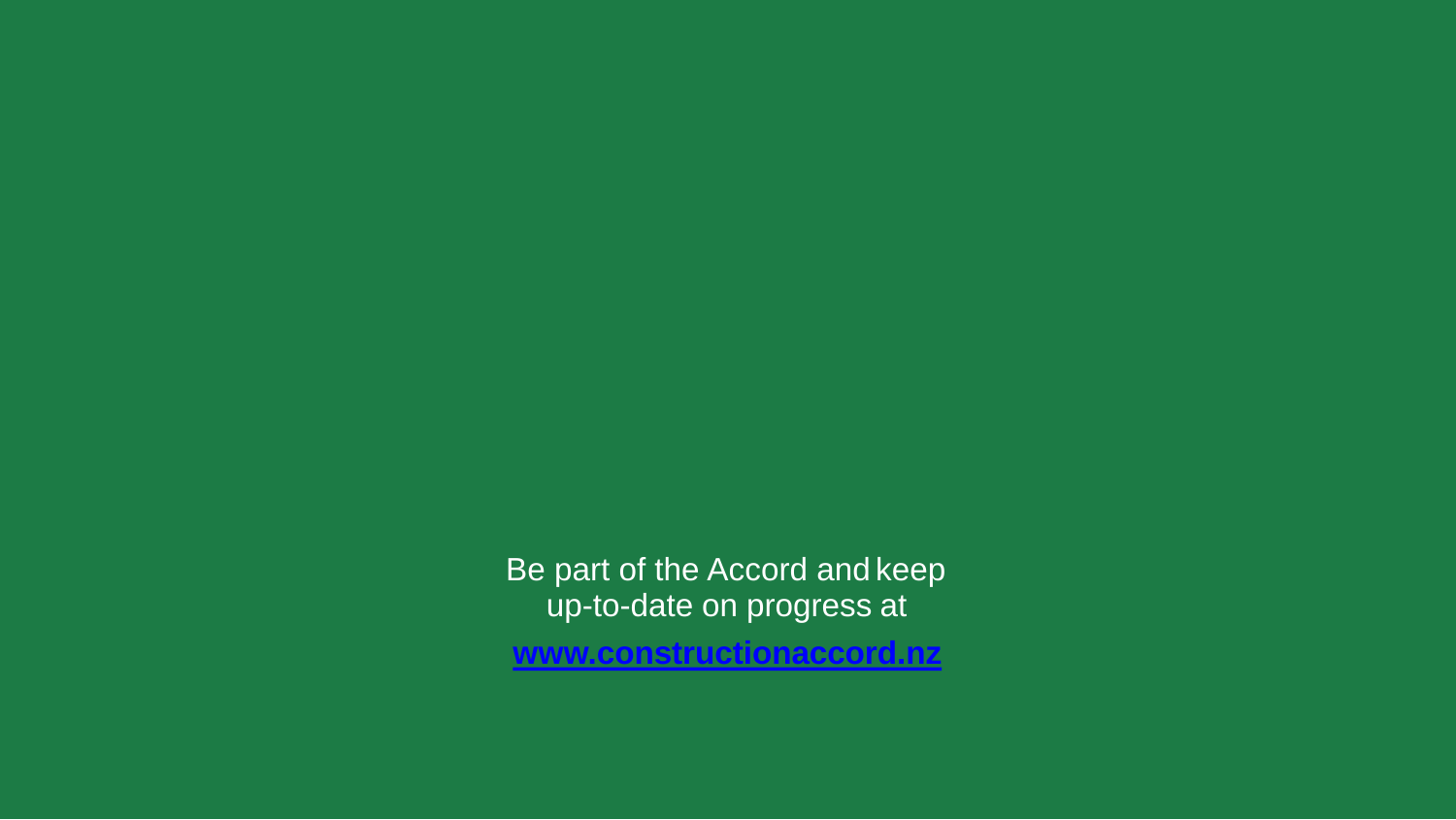Be part of the Accord and keep up-to-date on progress at

**[www.constructionaccord.nz](http://www.constructionaccord.nz)**